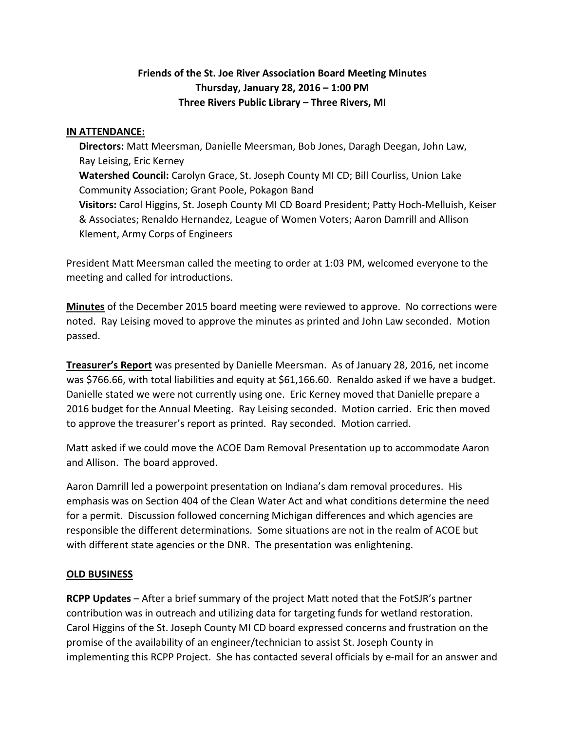**Friends of the St. Joe River Association Board Meeting Minutes**
**Thursday, January 28, 2016 – 1:00 PM**
**Three Rivers Public Library – Three Rivers, MI**

**IN ATTENDANCE:**

**Directors:** Matt Meersman, Danielle Meersman, Bob Jones, Daragh Deegan, John Law, Ray Leising, Eric Kerney
**Watershed Council:** Carolyn Grace, St. Joseph County MI CD; Bill Courliss, Union Lake Community Association; Grant Poole, Pokagon Band
**Visitors:** Carol Higgins, St. Joseph County MI CD Board President; Patty Hoch-Melluish, Keiser & Associates; Renaldo Hernandez, League of Women Voters; Aaron Damrill and Allison Klement, Army Corps of Engineers

President Matt Meersman called the meeting to order at 1:03 PM, welcomed everyone to the meeting and called for introductions.

**Minutes** of the December 2015 board meeting were reviewed to approve. No corrections were noted. Ray Leising moved to approve the minutes as printed and John Law seconded. Motion passed.

**Treasurer's Report** was presented by Danielle Meersman. As of January 28, 2016, net income was $766.66, with total liabilities and equity at $61,166.60. Renaldo asked if we have a budget. Danielle stated we were not currently using one. Eric Kerney moved that Danielle prepare a 2016 budget for the Annual Meeting. Ray Leising seconded. Motion carried. Eric then moved to approve the treasurer's report as printed. Ray seconded. Motion carried.

Matt asked if we could move the ACOE Dam Removal Presentation up to accommodate Aaron and Allison. The board approved.

Aaron Damrill led a powerpoint presentation on Indiana's dam removal procedures. His emphasis was on Section 404 of the Clean Water Act and what conditions determine the need for a permit. Discussion followed concerning Michigan differences and which agencies are responsible the different determinations. Some situations are not in the realm of ACOE but with different state agencies or the DNR. The presentation was enlightening.

**OLD BUSINESS**

**RCPP Updates** – After a brief summary of the project Matt noted that the FotSJR's partner contribution was in outreach and utilizing data for targeting funds for wetland restoration. Carol Higgins of the St. Joseph County MI CD board expressed concerns and frustration on the promise of the availability of an engineer/technician to assist St. Joseph County in implementing this RCPP Project. She has contacted several officials by e-mail for an answer and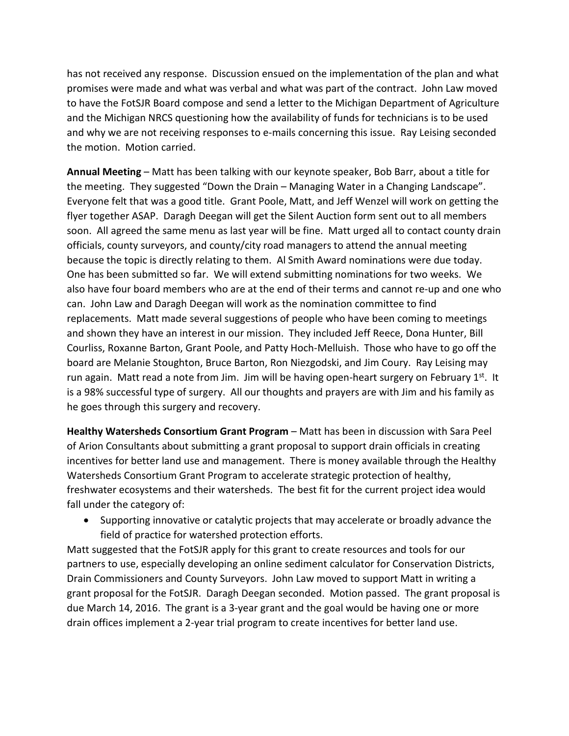has not received any response. Discussion ensued on the implementation of the plan and what promises were made and what was verbal and what was part of the contract. John Law moved to have the FotSJR Board compose and send a letter to the Michigan Department of Agriculture and the Michigan NRCS questioning how the availability of funds for technicians is to be used and why we are not receiving responses to e-mails concerning this issue. Ray Leising seconded the motion. Motion carried.

**Annual Meeting** – Matt has been talking with our keynote speaker, Bob Barr, about a title for the meeting. They suggested "Down the Drain – Managing Water in a Changing Landscape". Everyone felt that was a good title. Grant Poole, Matt, and Jeff Wenzel will work on getting the flyer together ASAP. Daragh Deegan will get the Silent Auction form sent out to all members soon. All agreed the same menu as last year will be fine. Matt urged all to contact county drain officials, county surveyors, and county/city road managers to attend the annual meeting because the topic is directly relating to them. Al Smith Award nominations were due today. One has been submitted so far. We will extend submitting nominations for two weeks. We also have four board members who are at the end of their terms and cannot re-up and one who can. John Law and Daragh Deegan will work as the nomination committee to find replacements. Matt made several suggestions of people who have been coming to meetings and shown they have an interest in our mission. They included Jeff Reece, Dona Hunter, Bill Courliss, Roxanne Barton, Grant Poole, and Patty Hoch-Melluish. Those who have to go off the board are Melanie Stoughton, Bruce Barton, Ron Niezgodski, and Jim Coury. Ray Leising may run again. Matt read a note from Jim. Jim will be having open-heart surgery on February 1st. It is a 98% successful type of surgery. All our thoughts and prayers are with Jim and his family as he goes through this surgery and recovery.

**Healthy Watersheds Consortium Grant Program** – Matt has been in discussion with Sara Peel of Arion Consultants about submitting a grant proposal to support drain officials in creating incentives for better land use and management. There is money available through the Healthy Watersheds Consortium Grant Program to accelerate strategic protection of healthy, freshwater ecosystems and their watersheds. The best fit for the current project idea would fall under the category of:

- Supporting innovative or catalytic projects that may accelerate or broadly advance the field of practice for watershed protection efforts.

Matt suggested that the FotSJR apply for this grant to create resources and tools for our partners to use, especially developing an online sediment calculator for Conservation Districts, Drain Commissioners and County Surveyors. John Law moved to support Matt in writing a grant proposal for the FotSJR. Daragh Deegan seconded. Motion passed. The grant proposal is due March 14, 2016. The grant is a 3-year grant and the goal would be having one or more drain offices implement a 2-year trial program to create incentives for better land use.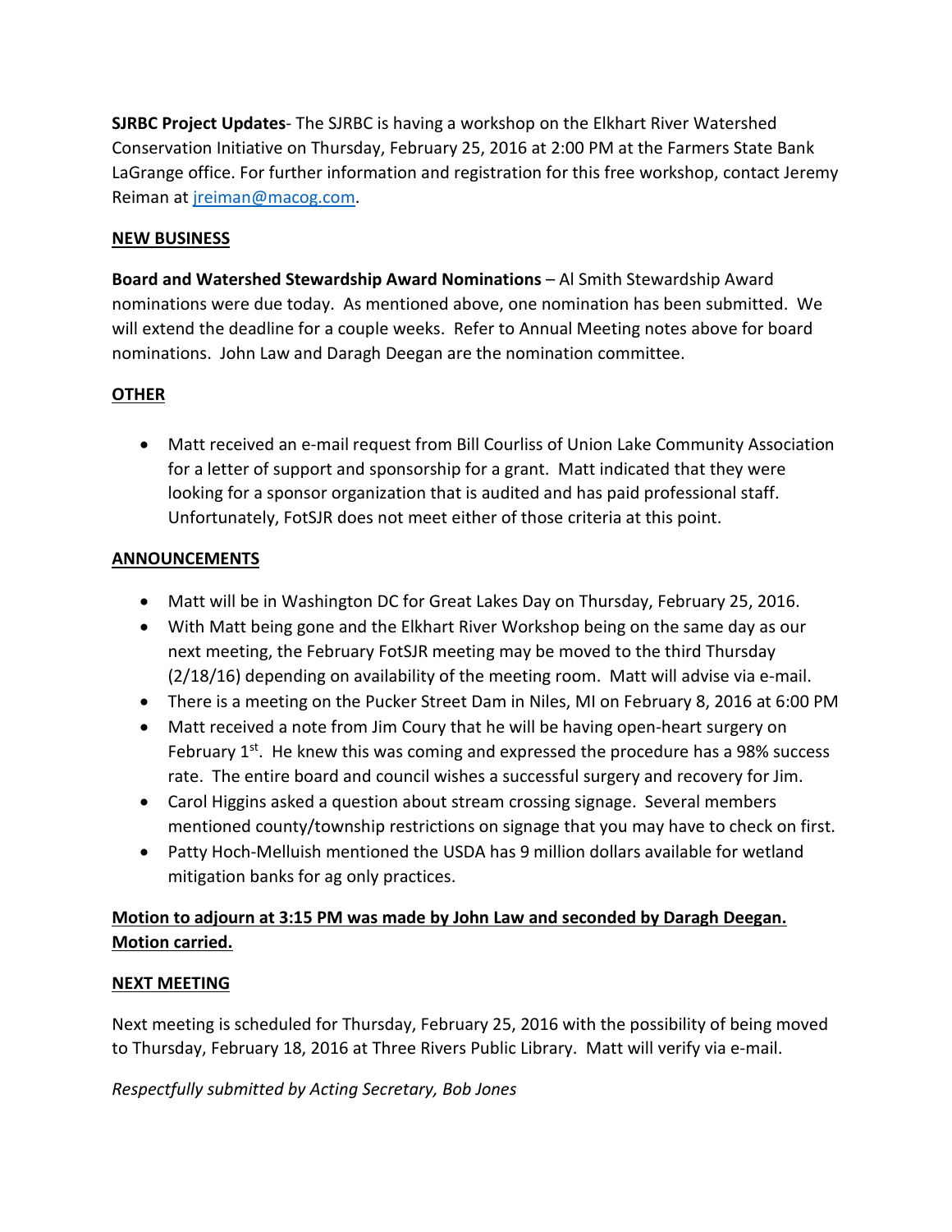**SJRBC Project Updates**- The SJRBC is having a workshop on the Elkhart River Watershed Conservation Initiative on Thursday, February 25, 2016 at 2:00 PM at the Farmers State Bank LaGrange office. For further information and registration for this free workshop, contact Jeremy Reiman at jreiman@macog.com.

**NEW BUSINESS**

**Board and Watershed Stewardship Award Nominations** – Al Smith Stewardship Award nominations were due today. As mentioned above, one nomination has been submitted. We will extend the deadline for a couple weeks. Refer to Annual Meeting notes above for board nominations. John Law and Daragh Deegan are the nomination committee.

**OTHER**

- Matt received an e-mail request from Bill Courliss of Union Lake Community Association for a letter of support and sponsorship for a grant. Matt indicated that they were looking for a sponsor organization that is audited and has paid professional staff. Unfortunately, FotSJR does not meet either of those criteria at this point.

**ANNOUNCEMENTS**

- Matt will be in Washington DC for Great Lakes Day on Thursday, February 25, 2016.
- With Matt being gone and the Elkhart River Workshop being on the same day as our next meeting, the February FotSJR meeting may be moved to the third Thursday (2/18/16) depending on availability of the meeting room. Matt will advise via e-mail.
- There is a meeting on the Pucker Street Dam in Niles, MI on February 8, 2016 at 6:00 PM
- Matt received a note from Jim Coury that he will be having open-heart surgery on February 1st. He knew this was coming and expressed the procedure has a 98% success rate. The entire board and council wishes a successful surgery and recovery for Jim.
- Carol Higgins asked a question about stream crossing signage. Several members mentioned county/township restrictions on signage that you may have to check on first.
- Patty Hoch-Melluish mentioned the USDA has 9 million dollars available for wetland mitigation banks for ag only practices.

**Motion to adjourn at 3:15 PM was made by John Law and seconded by Daragh Deegan. Motion carried.**

**NEXT MEETING**

Next meeting is scheduled for Thursday, February 25, 2016 with the possibility of being moved to Thursday, February 18, 2016 at Three Rivers Public Library. Matt will verify via e-mail.

*Respectfully submitted by Acting Secretary, Bob Jones*